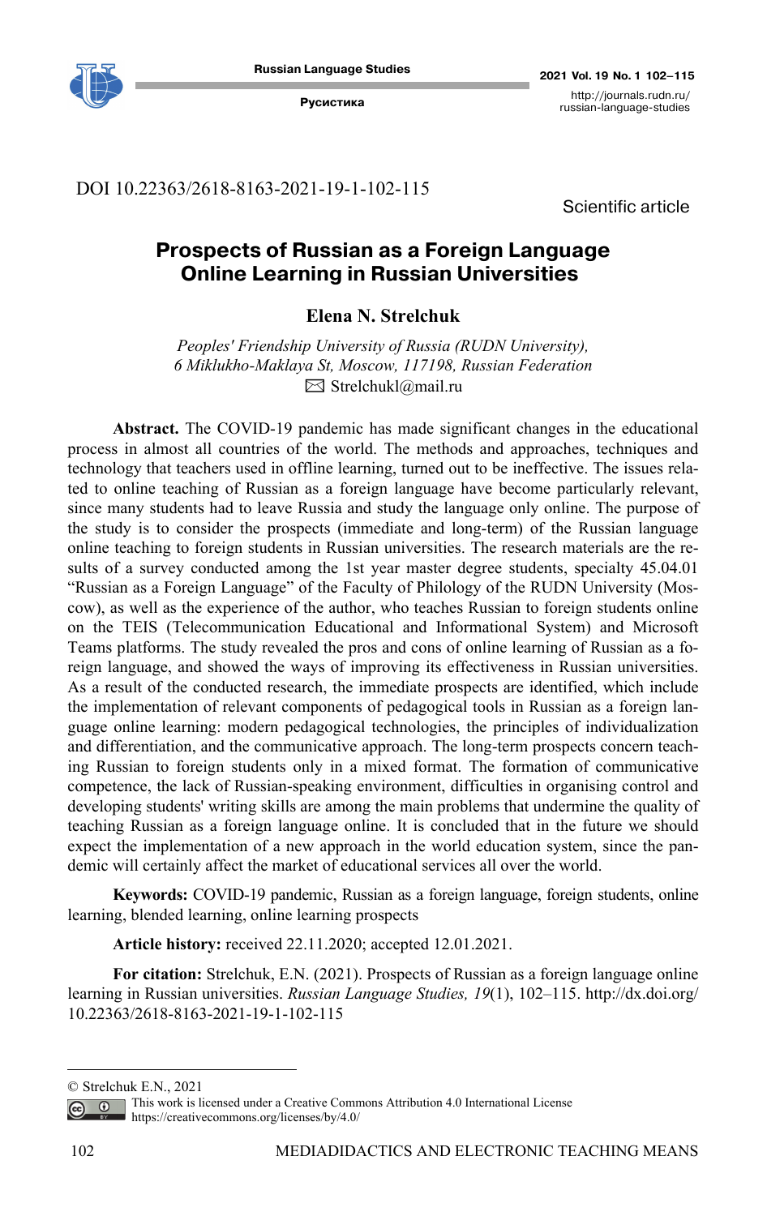DOI 10.22363/2618-8163-2021-19-1-102-115

Scientific article

# Prospects of Russian as a Foreign Language Online Learning in Russian Universities

**Elena N. Strelchuk**

*Peoples' Friendship University of Russia (RUDN University),*
*6 Miklukho-Maklaya St, Moscow, 117198, Russian Federation*
✉ Strelchukl@mail.ru

**Abstract.** The COVID-19 pandemic has made significant changes in the educational process in almost all countries of the world. The methods and approaches, techniques and technology that teachers used in offline learning, turned out to be ineffective. The issues related to online teaching of Russian as a foreign language have become particularly relevant, since many students had to leave Russia and study the language only online. The purpose of the study is to consider the prospects (immediate and long-term) of the Russian language online teaching to foreign students in Russian universities. The research materials are the results of a survey conducted among the 1st year master degree students, specialty 45.04.01 "Russian as a Foreign Language" of the Faculty of Philology of the RUDN University (Moscow), as well as the experience of the author, who teaches Russian to foreign students online on the TEIS (Telecommunication Educational and Informational System) and Microsoft Teams platforms. The study revealed the pros and cons of online learning of Russian as a foreign language, and showed the ways of improving its effectiveness in Russian universities. As a result of the conducted research, the immediate prospects are identified, which include the implementation of relevant components of pedagogical tools in Russian as a foreign language online learning: modern pedagogical technologies, the principles of individualization and differentiation, and the communicative approach. The long-term prospects concern teaching Russian to foreign students only in a mixed format. The formation of communicative competence, the lack of Russian-speaking environment, difficulties in organising control and developing students' writing skills are among the main problems that undermine the quality of teaching Russian as a foreign language online. It is concluded that in the future we should expect the implementation of a new approach in the world education system, since the pandemic will certainly affect the market of educational services all over the world.

**Keywords:** COVID-19 pandemic, Russian as a foreign language, foreign students, online learning, blended learning, online learning prospects

**Article history:** received 22.11.2020; accepted 12.01.2021.

**For citation:** Strelchuk, E.N. (2021). Prospects of Russian as a foreign language online learning in Russian universities. *Russian Language Studies, 19*(1), 102–115. http://dx.doi.org/10.22363/2618-8163-2021-19-1-102-115

© Strelchuk E.N., 2021

This work is licensed under a Creative Commons Attribution 4.0 International License https://creativecommons.org/licenses/by/4.0/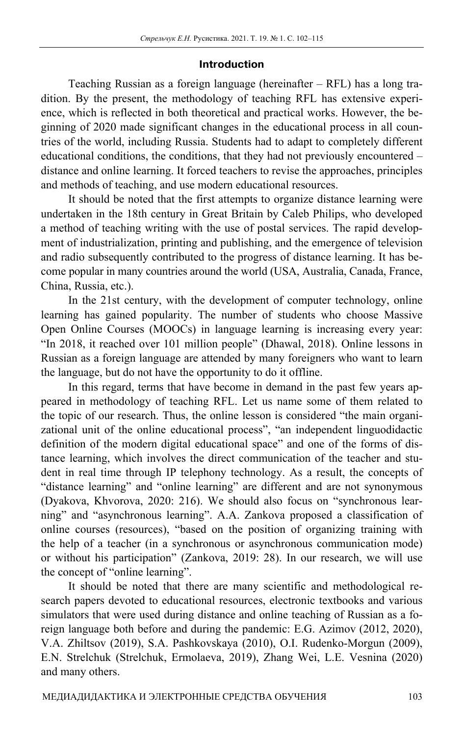## Introduction

Teaching Russian as a foreign language (hereinafter – RFL) has a long tradition. By the present, the methodology of teaching RFL has extensive experience, which is reflected in both theoretical and practical works. However, the beginning of 2020 made significant changes in the educational process in all countries of the world, including Russia. Students had to adapt to completely different educational conditions, the conditions, that they had not previously encountered – distance and online learning. It forced teachers to revise the approaches, principles and methods of teaching, and use modern educational resources.

It should be noted that the first attempts to organize distance learning were undertaken in the 18th century in Great Britain by Caleb Philips, who developed a method of teaching writing with the use of postal services. The rapid development of industrialization, printing and publishing, and the emergence of television and radio subsequently contributed to the progress of distance learning. It has become popular in many countries around the world (USA, Australia, Canada, France, China, Russia, etc.).

In the 21st century, with the development of computer technology, online learning has gained popularity. The number of students who choose Massive Open Online Courses (MOOCs) in language learning is increasing every year: "In 2018, it reached over 101 million people" (Dhawal, 2018). Online lessons in Russian as a foreign language are attended by many foreigners who want to learn the language, but do not have the opportunity to do it offline.

In this regard, terms that have become in demand in the past few years appeared in methodology of teaching RFL. Let us name some of them related to the topic of our research. Thus, the online lesson is considered "the main organizational unit of the online educational process", "an independent linguodidactic definition of the modern digital educational space" and one of the forms of distance learning, which involves the direct communication of the teacher and student in real time through IP telephony technology. As a result, the concepts of "distance learning" and "online learning" are different and are not synonymous (Dyakova, Khvorova, 2020: 216). We should also focus on "synchronous learning" and "asynchronous learning". A.A. Zankova proposed a classification of online courses (resources), "based on the position of organizing training with the help of a teacher (in a synchronous or asynchronous communication mode) or without his participation" (Zankova, 2019: 28). In our research, we will use the concept of "online learning".

It should be noted that there are many scientific and methodological research papers devoted to educational resources, electronic textbooks and various simulators that were used during distance and online teaching of Russian as a foreign language both before and during the pandemic: E.G. Azimov (2012, 2020), V.A. Zhiltsov (2019), S.A. Pashkovskaya (2010), O.I. Rudenko-Morgun (2009), E.N. Strelchuk (Strelchuk, Ermolaeva, 2019), Zhang Wei, L.E. Vesnina (2020) and many others.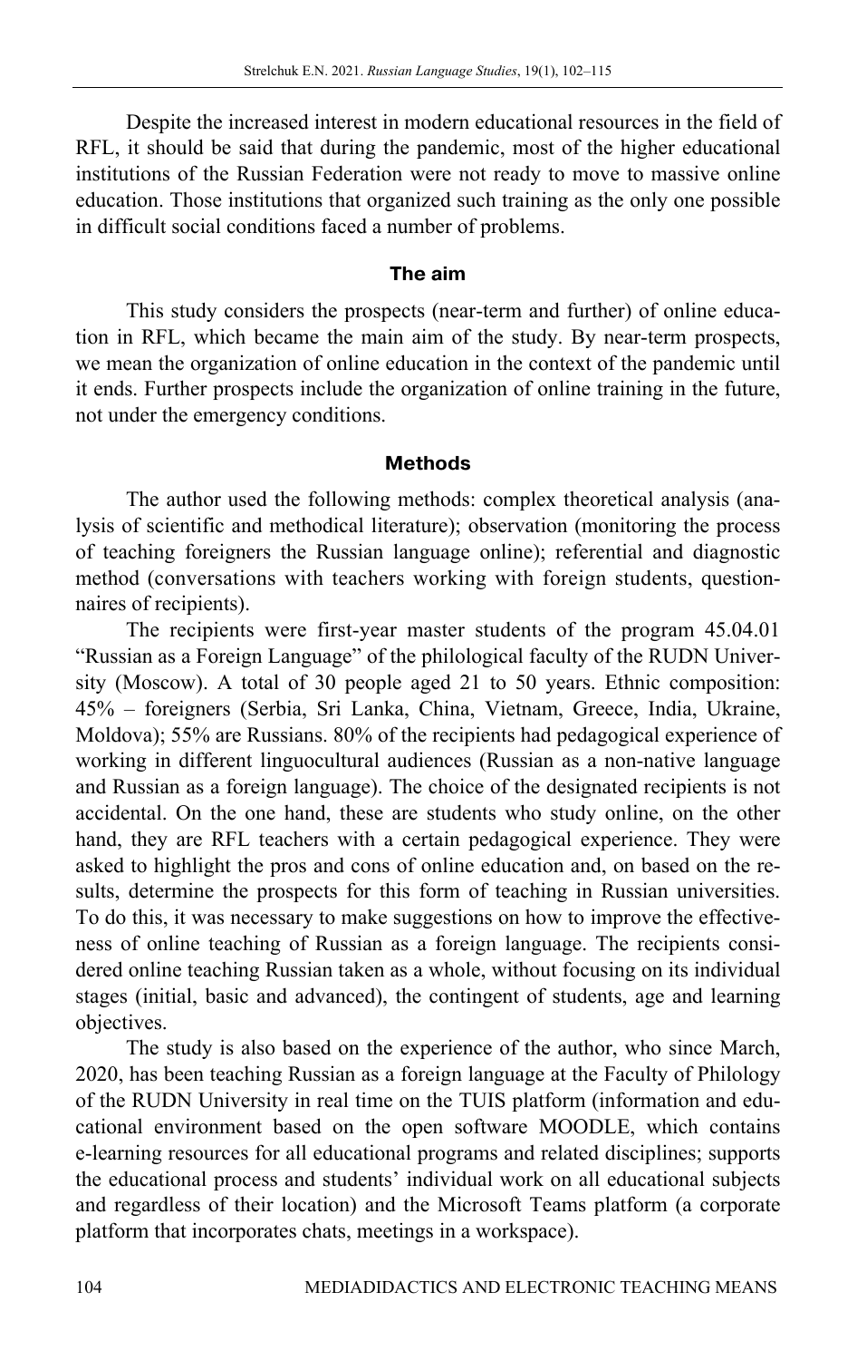Despite the increased interest in modern educational resources in the field of RFL, it should be said that during the pandemic, most of the higher educational institutions of the Russian Federation were not ready to move to massive online education. Those institutions that organized such training as the only one possible in difficult social conditions faced a number of problems.

## The aim

This study considers the prospects (near-term and further) of online education in RFL, which became the main aim of the study. By near-term prospects, we mean the organization of online education in the context of the pandemic until it ends. Further prospects include the organization of online training in the future, not under the emergency conditions.

## Methods

The author used the following methods: complex theoretical analysis (analysis of scientific and methodical literature); observation (monitoring the process of teaching foreigners the Russian language online); referential and diagnostic method (conversations with teachers working with foreign students, questionnaires of recipients).

The recipients were first-year master students of the program 45.04.01 "Russian as a Foreign Language" of the philological faculty of the RUDN University (Moscow). A total of 30 people aged 21 to 50 years. Ethnic composition: 45% – foreigners (Serbia, Sri Lanka, China, Vietnam, Greece, India, Ukraine, Moldova); 55% are Russians. 80% of the recipients had pedagogical experience of working in different linguocultural audiences (Russian as a non-native language and Russian as a foreign language). The choice of the designated recipients is not accidental. On the one hand, these are students who study online, on the other hand, they are RFL teachers with a certain pedagogical experience. They were asked to highlight the pros and cons of online education and, on based on the results, determine the prospects for this form of teaching in Russian universities. To do this, it was necessary to make suggestions on how to improve the effectiveness of online teaching of Russian as a foreign language. The recipients considered online teaching Russian taken as a whole, without focusing on its individual stages (initial, basic and advanced), the contingent of students, age and learning objectives.

The study is also based on the experience of the author, who since March, 2020, has been teaching Russian as a foreign language at the Faculty of Philology of the RUDN University in real time on the TUIS platform (information and educational environment based on the open software MOODLE, which contains e-learning resources for all educational programs and related disciplines; supports the educational process and students' individual work on all educational subjects and regardless of their location) and the Microsoft Teams platform (a corporate platform that incorporates chats, meetings in a workspace).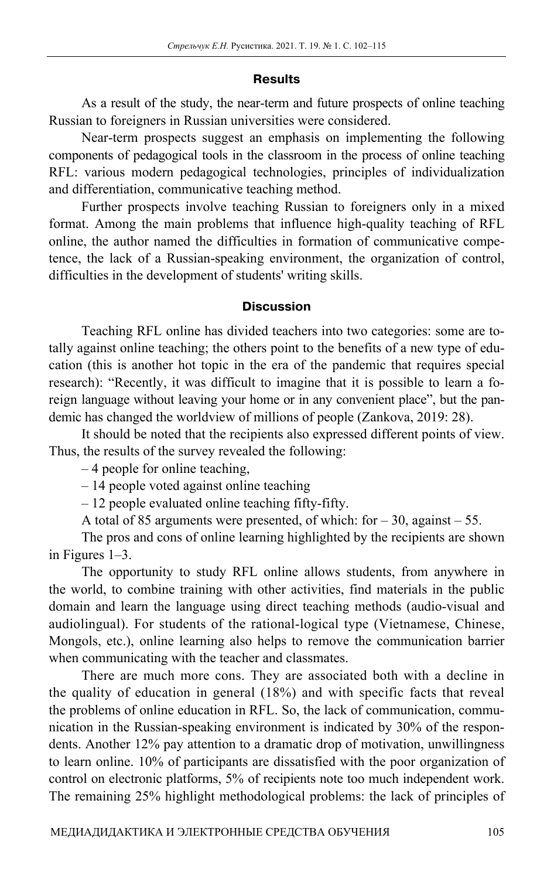## Results

As a result of the study, the near-term and future prospects of online teaching Russian to foreigners in Russian universities were considered.

Near-term prospects suggest an emphasis on implementing the following components of pedagogical tools in the classroom in the process of online teaching RFL: various modern pedagogical technologies, principles of individualization and differentiation, communicative teaching method.

Further prospects involve teaching Russian to foreigners only in a mixed format. Among the main problems that influence high-quality teaching of RFL online, the author named the difficulties in formation of communicative competence, the lack of a Russian-speaking environment, the organization of control, difficulties in the development of students' writing skills.

## Discussion

Teaching RFL online has divided teachers into two categories: some are totally against online teaching; the others point to the benefits of a new type of education (this is another hot topic in the era of the pandemic that requires special research): "Recently, it was difficult to imagine that it is possible to learn a foreign language without leaving your home or in any convenient place", but the pandemic has changed the worldview of millions of people (Zankova, 2019: 28).

It should be noted that the recipients also expressed different points of view. Thus, the results of the survey revealed the following:

– 4 people for online teaching,

– 14 people voted against online teaching

– 12 people evaluated online teaching fifty-fifty.

A total of 85 arguments were presented, of which: for – 30, against – 55.

The pros and cons of online learning highlighted by the recipients are shown in Figures 1–3.

The opportunity to study RFL online allows students, from anywhere in the world, to combine training with other activities, find materials in the public domain and learn the language using direct teaching methods (audio-visual and audiolingual). For students of the rational-logical type (Vietnamese, Chinese, Mongols, etc.), online learning also helps to remove the communication barrier when communicating with the teacher and classmates.

There are much more cons. They are associated both with a decline in the quality of education in general (18%) and with specific facts that reveal the problems of online education in RFL. So, the lack of communication, communication in the Russian-speaking environment is indicated by 30% of the respondents. Another 12% pay attention to a dramatic drop of motivation, unwillingness to learn online. 10% of participants are dissatisfied with the poor organization of control on electronic platforms, 5% of recipients note too much independent work. The remaining 25% highlight methodological problems: the lack of principles of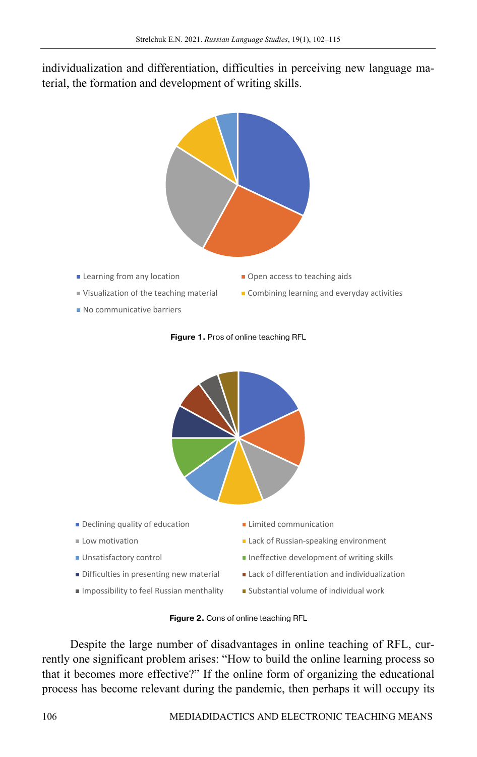individualization and differentiation, difficulties in perceiving new language material, the formation and development of writing skills.

- Learning from any location
- Open access to teaching aids
- Visualization of the teaching material
- Combining learning and everyday activities
- No communicative barriers

**Figure 1.** Pros of online teaching RFL

- Declining quality of education
- Limited communication
- Low motivation
- Lack of Russian-speaking environment
- Unsatisfactory control
- Ineffective development of writing skills
- Difficulties in presenting new material
- Lack of differentiation and individualization
- Impossibility to feel Russian menthality
- Substantial volume of individual work

**Figure 2.** Cons of online teaching RFL

Despite the large number of disadvantages in online teaching of RFL, currently one significant problem arises: "How to build the online learning process so that it becomes more effective?" If the online form of organizing the educational process has become relevant during the pandemic, then perhaps it will occupy its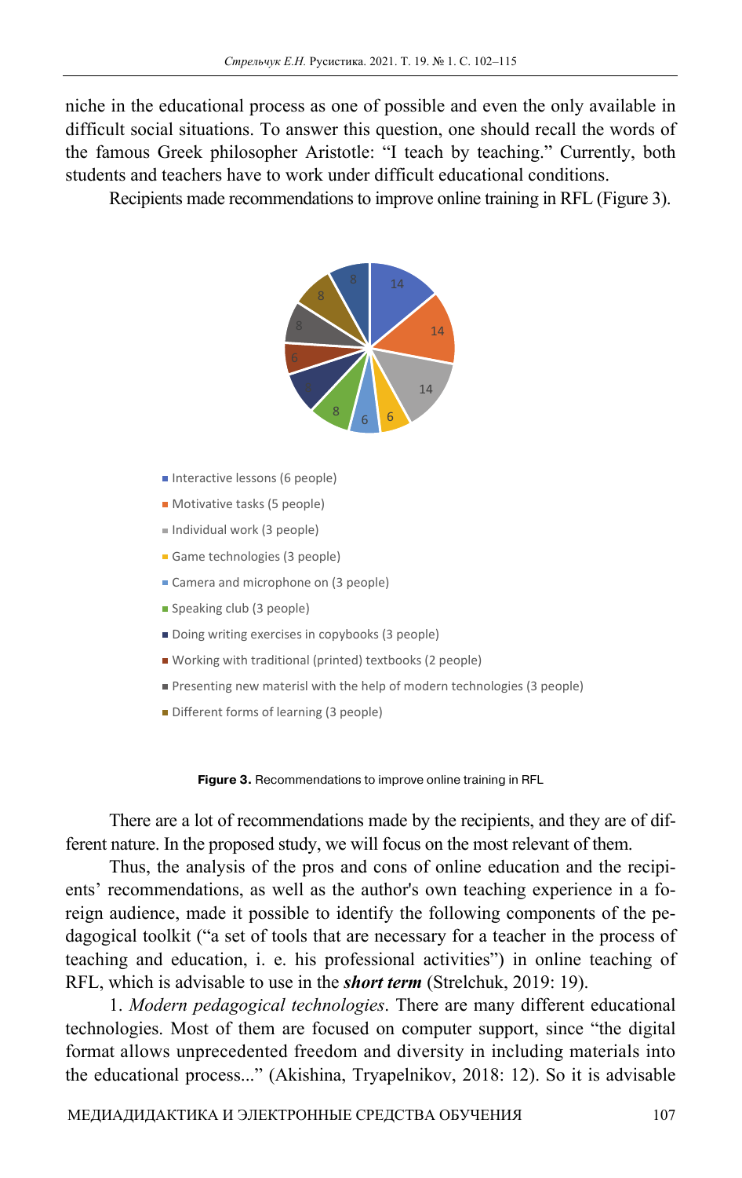niche in the educational process as one of possible and even the only available in difficult social situations. To answer this question, one should recall the words of the famous Greek philosopher Aristotle: "I teach by teaching." Currently, both students and teachers have to work under difficult educational conditions.

Recipients made recommendations to improve online training in RFL (Figure 3).

- Interactive lessons (6 people)
- Motivative tasks (5 people)
- Individual work (3 people)
- Game technologies (3 people)
- Camera and microphone on (3 people)
- Speaking club (3 people)
- Doing writing exercises in copybooks (3 people)
- Working with traditional (printed) textbooks (2 people)
- Presenting new materisl with the help of modern technologies (3 people)
- Different forms of learning (3 people)

**Figure 3.** Recommendations to improve online training in RFL

There are a lot of recommendations made by the recipients, and they are of different nature. In the proposed study, we will focus on the most relevant of them.

Thus, the analysis of the pros and cons of online education and the recipients' recommendations, as well as the author's own teaching experience in a foreign audience, made it possible to identify the following components of the pedagogical toolkit ("a set of tools that are necessary for a teacher in the process of teaching and education, i. e. his professional activities") in online teaching of RFL, which is advisable to use in the ***short term*** (Strelchuk, 2019: 19).

1. *Modern pedagogical technologies*. There are many different educational technologies. Most of them are focused on computer support, since "the digital format allows unprecedented freedom and diversity in including materials into the educational process..." (Akishina, Tryapelnikov, 2018: 12). So it is advisable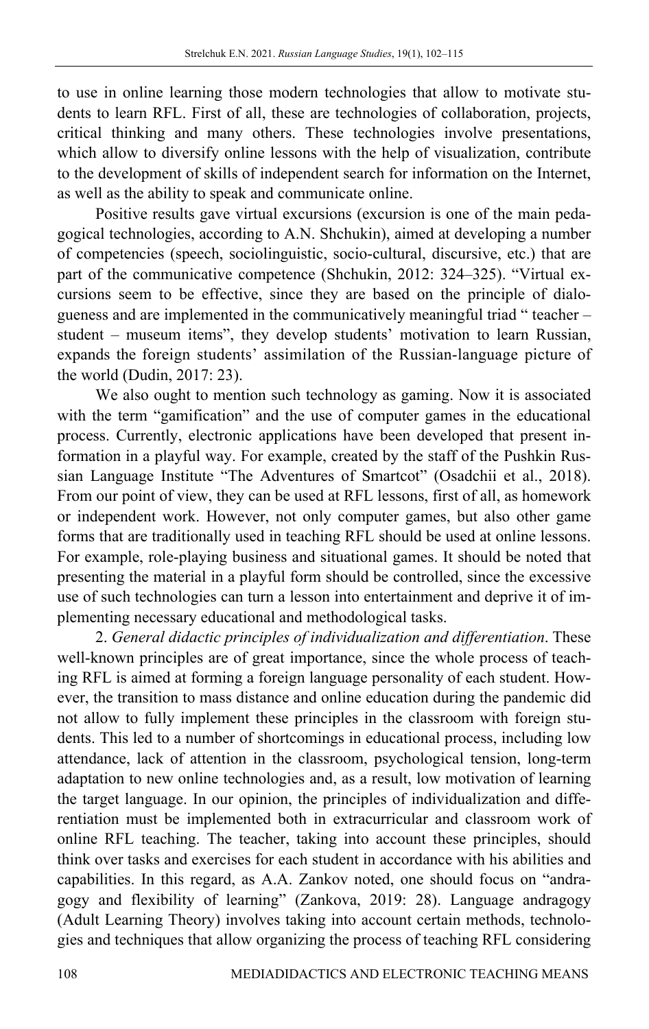to use in online learning those modern technologies that allow to motivate students to learn RFL. First of all, these are technologies of collaboration, projects, critical thinking and many others. These technologies involve presentations, which allow to diversify online lessons with the help of visualization, contribute to the development of skills of independent search for information on the Internet, as well as the ability to speak and communicate online.

Positive results gave virtual excursions (excursion is one of the main pedagogical technologies, according to A.N. Shchukin), aimed at developing a number of competencies (speech, sociolinguistic, socio-cultural, discursive, etc.) that are part of the communicative competence (Shchukin, 2012: 324–325). "Virtual excursions seem to be effective, since they are based on the principle of dialogueness and are implemented in the communicatively meaningful triad " teacher – student – museum items", they develop students' motivation to learn Russian, expands the foreign students' assimilation of the Russian-language picture of the world (Dudin, 2017: 23).

We also ought to mention such technology as gaming. Now it is associated with the term "gamification" and the use of computer games in the educational process. Currently, electronic applications have been developed that present information in a playful way. For example, created by the staff of the Pushkin Russian Language Institute "The Adventures of Smartcot" (Osadchii et al., 2018). From our point of view, they can be used at RFL lessons, first of all, as homework or independent work. However, not only computer games, but also other game forms that are traditionally used in teaching RFL should be used at online lessons. For example, role-playing business and situational games. It should be noted that presenting the material in a playful form should be controlled, since the excessive use of such technologies can turn a lesson into entertainment and deprive it of implementing necessary educational and methodological tasks.

2. *General didactic principles of individualization and differentiation*. These well-known principles are of great importance, since the whole process of teaching RFL is aimed at forming a foreign language personality of each student. However, the transition to mass distance and online education during the pandemic did not allow to fully implement these principles in the classroom with foreign students. This led to a number of shortcomings in educational process, including low attendance, lack of attention in the classroom, psychological tension, long-term adaptation to new online technologies and, as a result, low motivation of learning the target language. In our opinion, the principles of individualization and differentiation must be implemented both in extracurricular and classroom work of online RFL teaching. The teacher, taking into account these principles, should think over tasks and exercises for each student in accordance with his abilities and capabilities. In this regard, as A.A. Zankov noted, one should focus on "andragogy and flexibility of learning" (Zankova, 2019: 28). Language andragogy (Adult Learning Theory) involves taking into account certain methods, technologies and techniques that allow organizing the process of teaching RFL considering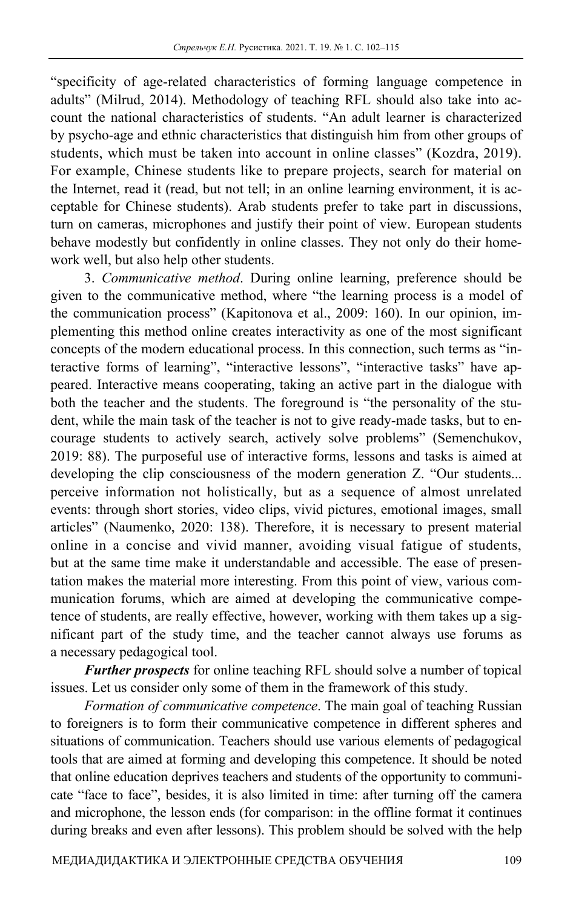"specificity of age-related characteristics of forming language competence in adults" (Milrud, 2014). Methodology of teaching RFL should also take into account the national characteristics of students. "An adult learner is characterized by psycho-age and ethnic characteristics that distinguish him from other groups of students, which must be taken into account in online classes" (Kozdra, 2019). For example, Chinese students like to prepare projects, search for material on the Internet, read it (read, but not tell; in an online learning environment, it is acceptable for Chinese students). Arab students prefer to take part in discussions, turn on cameras, microphones and justify their point of view. European students behave modestly but confidently in online classes. They not only do their homework well, but also help other students.

3. *Communicative method*. During online learning, preference should be given to the communicative method, where "the learning process is a model of the communication process" (Kapitonova et al., 2009: 160). In our opinion, implementing this method online creates interactivity as one of the most significant concepts of the modern educational process. In this connection, such terms as "interactive forms of learning", "interactive lessons", "interactive tasks" have appeared. Interactive means cooperating, taking an active part in the dialogue with both the teacher and the students. The foreground is "the personality of the student, while the main task of the teacher is not to give ready-made tasks, but to encourage students to actively search, actively solve problems" (Semenchukov, 2019: 88). The purposeful use of interactive forms, lessons and tasks is aimed at developing the clip consciousness of the modern generation Z. "Our students... perceive information not holistically, but as a sequence of almost unrelated events: through short stories, video clips, vivid pictures, emotional images, small articles" (Naumenko, 2020: 138). Therefore, it is necessary to present material online in a concise and vivid manner, avoiding visual fatigue of students, but at the same time make it understandable and accessible. The ease of presentation makes the material more interesting. From this point of view, various communication forums, which are aimed at developing the communicative competence of students, are really effective, however, working with them takes up a significant part of the study time, and the teacher cannot always use forums as a necessary pedagogical tool.

***Further prospects*** for online teaching RFL should solve a number of topical issues. Let us consider only some of them in the framework of this study.

*Formation of communicative competence*. The main goal of teaching Russian to foreigners is to form their communicative competence in different spheres and situations of communication. Teachers should use various elements of pedagogical tools that are aimed at forming and developing this competence. It should be noted that online education deprives teachers and students of the opportunity to communicate "face to face", besides, it is also limited in time: after turning off the camera and microphone, the lesson ends (for comparison: in the offline format it continues during breaks and even after lessons). This problem should be solved with the help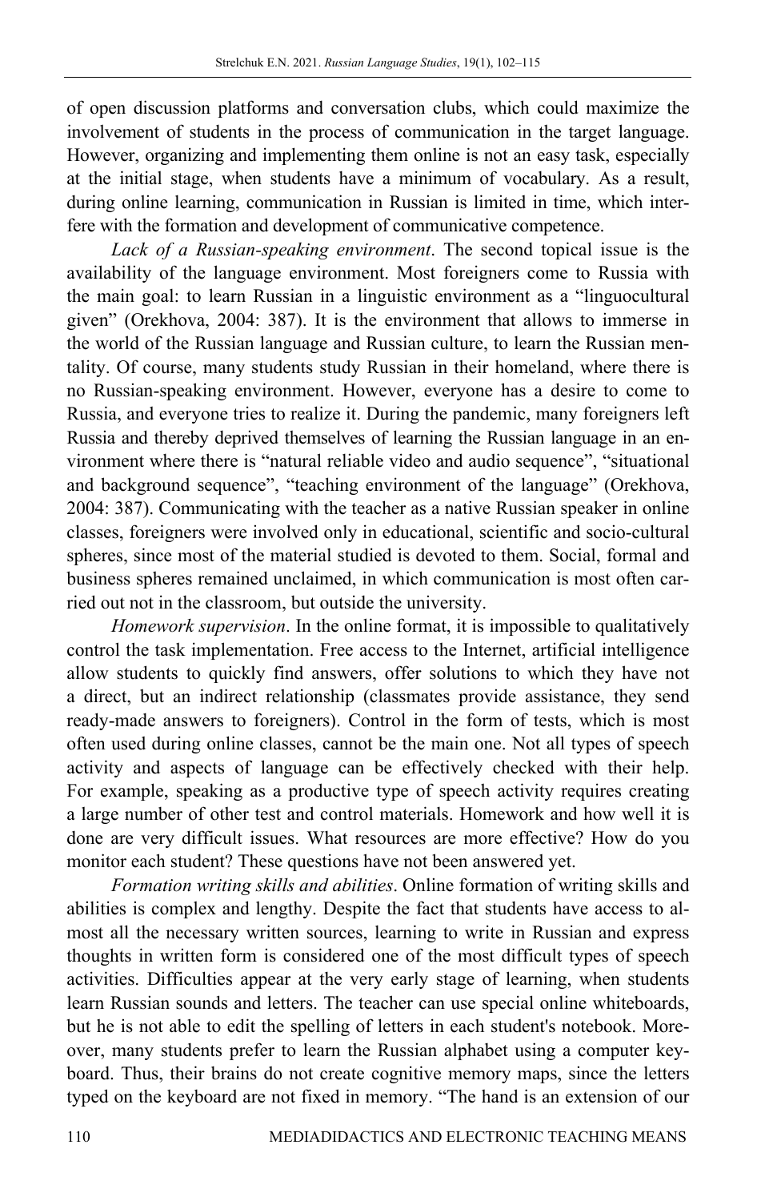of open discussion platforms and conversation clubs, which could maximize the involvement of students in the process of communication in the target language. However, organizing and implementing them online is not an easy task, especially at the initial stage, when students have a minimum of vocabulary. As a result, during online learning, communication in Russian is limited in time, which interfere with the formation and development of communicative competence.

*Lack of a Russian-speaking environment*. The second topical issue is the availability of the language environment. Most foreigners come to Russia with the main goal: to learn Russian in a linguistic environment as a "linguocultural given" (Orekhova, 2004: 387). It is the environment that allows to immerse in the world of the Russian language and Russian culture, to learn the Russian mentality. Of course, many students study Russian in their homeland, where there is no Russian-speaking environment. However, everyone has a desire to come to Russia, and everyone tries to realize it. During the pandemic, many foreigners left Russia and thereby deprived themselves of learning the Russian language in an environment where there is "natural reliable video and audio sequence", "situational and background sequence", "teaching environment of the language" (Orekhova, 2004: 387). Communicating with the teacher as a native Russian speaker in online classes, foreigners were involved only in educational, scientific and socio-cultural spheres, since most of the material studied is devoted to them. Social, formal and business spheres remained unclaimed, in which communication is most often carried out not in the classroom, but outside the university.

*Homework supervision*. In the online format, it is impossible to qualitatively control the task implementation. Free access to the Internet, artificial intelligence allow students to quickly find answers, offer solutions to which they have not a direct, but an indirect relationship (classmates provide assistance, they send ready-made answers to foreigners). Control in the form of tests, which is most often used during online classes, cannot be the main one. Not all types of speech activity and aspects of language can be effectively checked with their help. For example, speaking as a productive type of speech activity requires creating a large number of other test and control materials. Homework and how well it is done are very difficult issues. What resources are more effective? How do you monitor each student? These questions have not been answered yet.

*Formation writing skills and abilities*. Online formation of writing skills and abilities is complex and lengthy. Despite the fact that students have access to almost all the necessary written sources, learning to write in Russian and express thoughts in written form is considered one of the most difficult types of speech activities. Difficulties appear at the very early stage of learning, when students learn Russian sounds and letters. The teacher can use special online whiteboards, but he is not able to edit the spelling of letters in each student's notebook. Moreover, many students prefer to learn the Russian alphabet using a computer keyboard. Thus, their brains do not create cognitive memory maps, since the letters typed on the keyboard are not fixed in memory. "The hand is an extension of our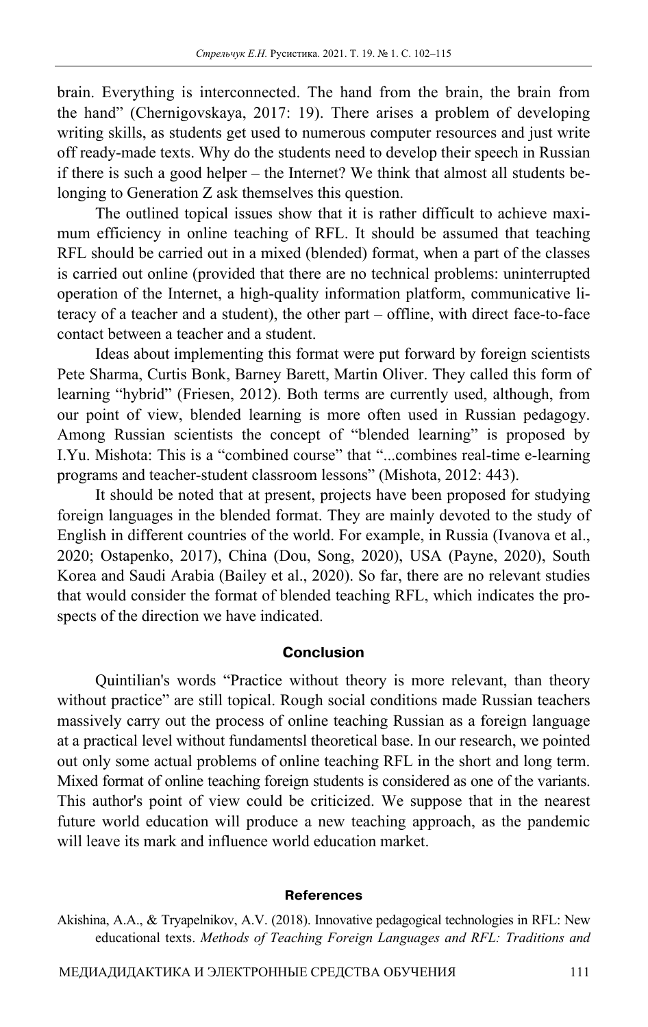brain. Everything is interconnected. The hand from the brain, the brain from the hand" (Chernigovskaya, 2017: 19). There arises a problem of developing writing skills, as students get used to numerous computer resources and just write off ready-made texts. Why do the students need to develop their speech in Russian if there is such a good helper – the Internet? We think that almost all students belonging to Generation Z ask themselves this question.

The outlined topical issues show that it is rather difficult to achieve maximum efficiency in online teaching of RFL. It should be assumed that teaching RFL should be carried out in a mixed (blended) format, when a part of the classes is carried out online (provided that there are no technical problems: uninterrupted operation of the Internet, a high-quality information platform, communicative literacy of a teacher and a student), the other part – offline, with direct face-to-face contact between a teacher and a student.

Ideas about implementing this format were put forward by foreign scientists Pete Sharma, Curtis Bonk, Barney Barett, Martin Oliver. They called this form of learning "hybrid" (Friesen, 2012). Both terms are currently used, although, from our point of view, blended learning is more often used in Russian pedagogy. Among Russian scientists the concept of "blended learning" is proposed by I.Yu. Mishota: This is a "combined course" that "...combines real-time e-learning programs and teacher-student classroom lessons" (Mishota, 2012: 443).

It should be noted that at present, projects have been proposed for studying foreign languages in the blended format. They are mainly devoted to the study of English in different countries of the world. For example, in Russia (Ivanova et al., 2020; Ostapenko, 2017), China (Dou, Song, 2020), USA (Payne, 2020), South Korea and Saudi Arabia (Bailey et al., 2020). So far, there are no relevant studies that would consider the format of blended teaching RFL, which indicates the prospects of the direction we have indicated.

## Conclusion

Quintilian's words "Practice without theory is more relevant, than theory without practice" are still topical. Rough social conditions made Russian teachers massively carry out the process of online teaching Russian as a foreign language at a practical level without fundamentsl theoretical base. In our research, we pointed out only some actual problems of online teaching RFL in the short and long term. Mixed format of online teaching foreign students is considered as one of the variants. This author's point of view could be criticized. We suppose that in the nearest future world education will produce a new teaching approach, as the pandemic will leave its mark and influence world education market.

## References

Akishina, A.A., & Tryapelnikov, A.V. (2018). Innovative pedagogical technologies in RFL: New educational texts. *Methods of Teaching Foreign Languages and RFL: Traditions and*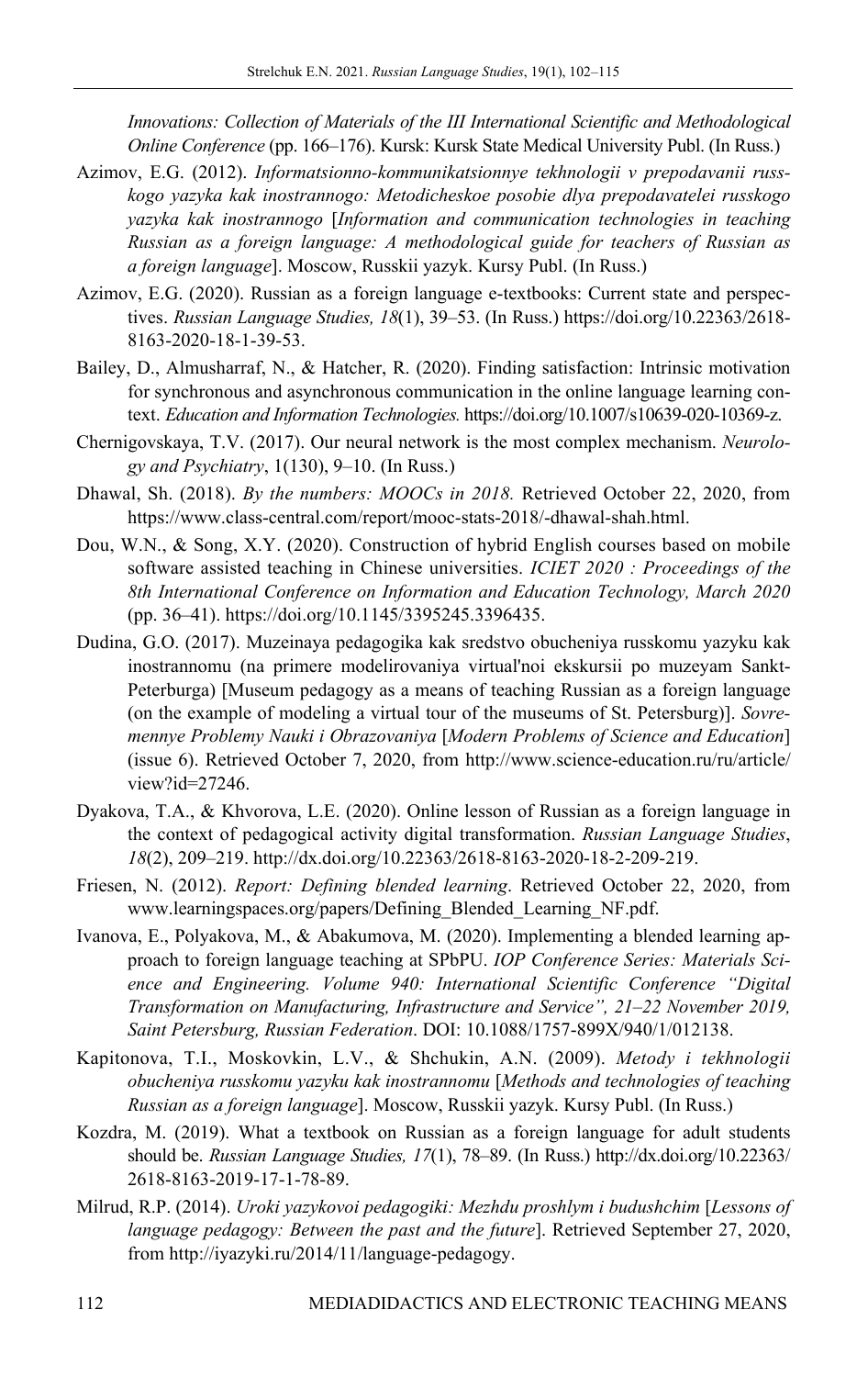*Innovations: Collection of Materials of the III International Scientific and Methodological Online Conference* (pp. 166–176). Kursk: Kursk State Medical University Publ. (In Russ.)

Azimov, E.G. (2012). *Informatsionno-kommunikatsionnye tekhnologii v prepodavanii russkogo yazyka kak inostrannogo: Metodicheskoe posobie dlya prepodavatelei russkogo yazyka kak inostrannogo* [*Information and communication technologies in teaching Russian as a foreign language: A methodological guide for teachers of Russian as a foreign language*]. Moscow, Russkii yazyk. Kursy Publ. (In Russ.)

Azimov, E.G. (2020). Russian as a foreign language e-textbooks: Current state and perspectives. *Russian Language Studies, 18*(1), 39–53. (In Russ.) https://doi.org/10.22363/2618-8163-2020-18-1-39-53.

Bailey, D., Almusharraf, N., & Hatcher, R. (2020). Finding satisfaction: Intrinsic motivation for synchronous and asynchronous communication in the online language learning context. *Education and Information Technologies.* https://doi.org/10.1007/s10639-020-10369-z.

Chernigovskaya, T.V. (2017). Our neural network is the most complex mechanism. *Neurology and Psychiatry*, 1(130), 9–10. (In Russ.)

Dhawal, Sh. (2018). *By the numbers: MOOCs in 2018.* Retrieved October 22, 2020, from https://www.class-central.com/report/mooc-stats-2018/-dhawal-shah.html.

Dou, W.N., & Song, X.Y. (2020). Construction of hybrid English courses based on mobile software assisted teaching in Chinese universities. *ICIET 2020 : Proceedings of the 8th International Conference on Information and Education Technology, March 2020* (pp. 36–41). https://doi.org/10.1145/3395245.3396435.

Dudina, G.O. (2017). Muzeinaya pedagogika kak sredstvo obucheniya russkomu yazyku kak inostrannomu (na primere modelirovaniya virtual'noi ekskursii po muzeyam Sankt-Peterburga) [Museum pedagogy as a means of teaching Russian as a foreign language (on the example of modeling a virtual tour of the museums of St. Petersburg)]. *Sovremennye Problemy Nauki i Obrazovaniya* [*Modern Problems of Science and Education*] (issue 6). Retrieved October 7, 2020, from http://www.science-education.ru/ru/article/view?id=27246.

Dyakova, T.A., & Khvorova, L.E. (2020). Online lesson of Russian as a foreign language in the context of pedagogical activity digital transformation. *Russian Language Studies*, *18*(2), 209–219. http://dx.doi.org/10.22363/2618-8163-2020-18-2-209-219.

Friesen, N. (2012). *Report: Defining blended learning*. Retrieved October 22, 2020, from www.learningspaces.org/papers/Defining_Blended_Learning_NF.pdf.

Ivanova, E., Polyakova, M., & Abakumova, M. (2020). Implementing a blended learning approach to foreign language teaching at SPbPU. *IOP Conference Series: Materials Science and Engineering. Volume 940: International Scientific Conference "Digital Transformation on Manufacturing, Infrastructure and Service", 21–22 November 2019, Saint Petersburg, Russian Federation*. DOI: 10.1088/1757-899X/940/1/012138.

Kapitonova, T.I., Moskovkin, L.V., & Shchukin, A.N. (2009). *Metody i tekhnologii obucheniya russkomu yazyku kak inostrannomu* [*Methods and technologies of teaching Russian as a foreign language*]. Moscow, Russkii yazyk. Kursy Publ. (In Russ.)

Kozdra, M. (2019). What a textbook on Russian as a foreign language for adult students should be. *Russian Language Studies, 17*(1), 78–89. (In Russ.) http://dx.doi.org/10.22363/2618-8163-2019-17-1-78-89.

Milrud, R.P. (2014). *Uroki yazykovoi pedagogiki: Mezhdu proshlym i budushchim* [*Lessons of language pedagogy: Between the past and the future*]. Retrieved September 27, 2020, from http://iyazyki.ru/2014/11/language-pedagogy.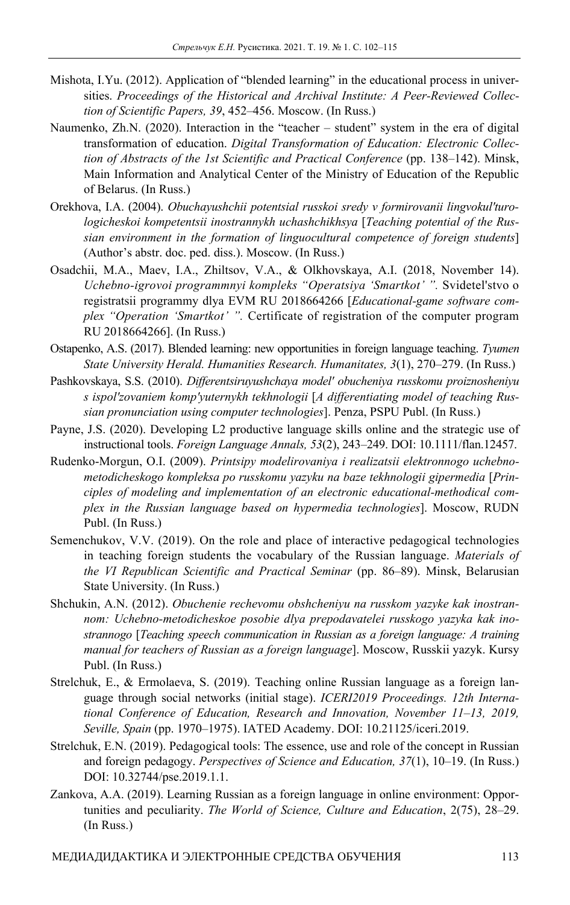Mishota, I.Yu. (2012). Application of "blended learning" in the educational process in universities. *Proceedings of the Historical and Archival Institute: A Peer-Reviewed Collection of Scientific Papers, 39*, 452–456. Moscow. (In Russ.)

Naumenko, Zh.N. (2020). Interaction in the "teacher – student" system in the era of digital transformation of education. *Digital Transformation of Education: Electronic Collection of Abstracts of the 1st Scientific and Practical Conference* (pp. 138–142). Minsk, Main Information and Analytical Center of the Ministry of Education of the Republic of Belarus. (In Russ.)

Orekhova, I.A. (2004). *Obuchayushchii potentsial russkoi sredy v formirovanii lingvokul'turologicheskoi kompetentsii inostrannykh uchashchikhsya* [*Teaching potential of the Russian environment in the formation of linguocultural competence of foreign students*] (Author's abstr. doc. ped. diss.). Moscow. (In Russ.)

Osadchii, M.A., Maev, I.A., Zhiltsov, V.A., & Olkhovskaya, A.I. (2018, November 14). *Uchebno-igrovoi programmnyi kompleks "Operatsiya 'Smartkot' ".* Svidetel'stvo o registratsii programmy dlya EVM RU 2018664266 [*Educational-game software complex "Operation 'Smartkot' ".* Certificate of registration of the computer program RU 2018664266]. (In Russ.)

Ostapenko, A.S. (2017). Blended learning: new opportunities in foreign language teaching. *Tyumen State University Herald. Humanities Research. Humanitates, 3*(1), 270–279. (In Russ.)

Pashkovskaya, S.S. (2010). *Differentsiruyushchaya model' obucheniya russkomu proiznosheniyu s ispol'zovaniem komp'yuternykh tekhnologii* [*A differentiating model of teaching Russian pronunciation using computer technologies*]. Penza, PSPU Publ. (In Russ.)

Payne, J.S. (2020). Developing L2 productive language skills online and the strategic use of instructional tools. *Foreign Language Annals, 53*(2), 243–249. DOI: 10.1111/flan.12457.

Rudenko-Morgun, O.I. (2009). *Printsipy modelirovaniya i realizatsii elektronnogo uchebno-metodicheskogo kompleksa po russkomu yazyku na baze tekhnologii gipermedia* [*Principles of modeling and implementation of an electronic educational-methodical complex in the Russian language based on hypermedia technologies*]. Moscow, RUDN Publ. (In Russ.)

Semenchukov, V.V. (2019). On the role and place of interactive pedagogical technologies in teaching foreign students the vocabulary of the Russian language. *Materials of the VI Republican Scientific and Practical Seminar* (pp. 86–89). Minsk, Belarusian State University. (In Russ.)

Shchukin, A.N. (2012). *Obuchenie rechevomu obshcheniyu na russkom yazyke kak inostrannom: Uchebno-metodicheskoe posobie dlya prepodavatelei russkogo yazyka kak inostrannogo* [*Teaching speech communication in Russian as a foreign language: A training manual for teachers of Russian as a foreign language*]. Moscow, Russkii yazyk. Kursy Publ. (In Russ.)

Strelchuk, E., & Ermolaeva, S. (2019). Teaching online Russian language as a foreign language through social networks (initial stage). *ICERI2019 Proceedings. 12th International Conference of Education, Research and Innovation, November 11–13, 2019, Seville, Spain* (pp. 1970–1975). IATED Academy. DOI: 10.21125/iceri.2019.

Strelchuk, E.N. (2019). Pedagogical tools: The essence, use and role of the concept in Russian and foreign pedagogy. *Perspectives of Science and Education, 37*(1), 10–19. (In Russ.) DOI: 10.32744/pse.2019.1.1.

Zankova, A.A. (2019). Learning Russian as a foreign language in online environment: Opportunities and peculiarity. *The World of Science, Culture and Education*, 2(75), 28–29. (In Russ.)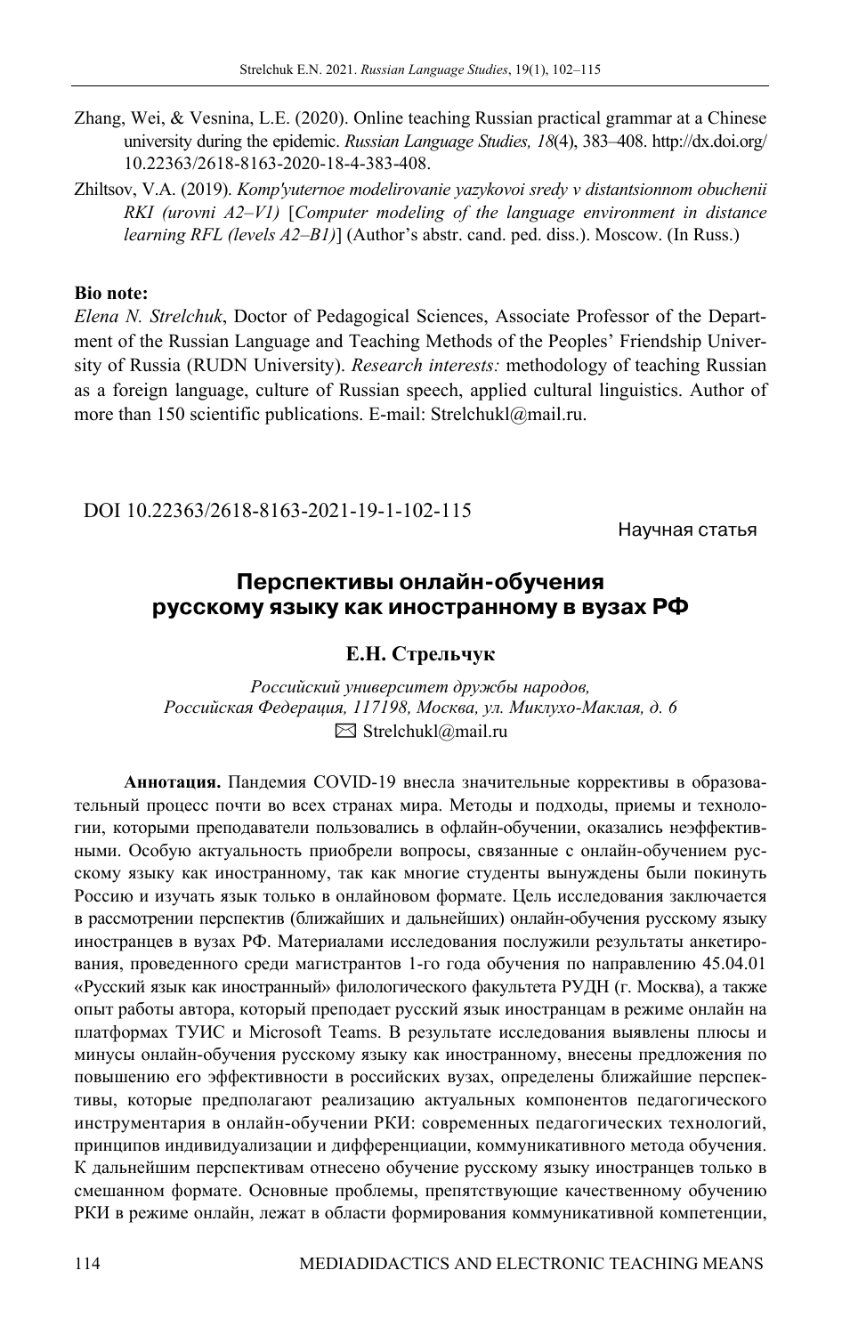Zhang, Wei, & Vesnina, L.E. (2020). Online teaching Russian practical grammar at a Chinese university during the epidemic. *Russian Language Studies, 18*(4), 383–408. http://dx.doi.org/10.22363/2618-8163-2020-18-4-383-408.

Zhiltsov, V.A. (2019). *Komp'yuternoe modelirovanie yazykovoi sredy v distantsionnom obuchenii RKI (urovni A2–V1)* [*Computer modeling of the language environment in distance learning RFL (levels A2–B1)*] (Author's abstr. cand. ped. diss.). Moscow. (In Russ.)

**Bio note:**

*Elena N. Strelchuk*, Doctor of Pedagogical Sciences, Associate Professor of the Department of the Russian Language and Teaching Methods of the Peoples' Friendship University of Russia (RUDN University). *Research interests:* methodology of teaching Russian as a foreign language, culture of Russian speech, applied cultural linguistics. Author of more than 150 scientific publications. E-mail: Strelchukl@mail.ru.

DOI 10.22363/2618-8163-2021-19-1-102-115

Научная статья

# Перспективы онлайн-обучения русскому языку как иностранному в вузах РФ

**Е.Н. Стрельчук**

*Российский университет дружбы народов, Российская Федерация, 117198, Москва, ул. Миклухо-Маклая, д. 6*
✉ Strelchukl@mail.ru

**Аннотация.** Пандемия COVID-19 внесла значительные коррективы в образовательный процесс почти во всех странах мира. Методы и подходы, приемы и технологии, которыми преподаватели пользовались в офлайн-обучении, оказались неэффективными. Особую актуальность приобрели вопросы, связанные с онлайн-обучением русскому языку как иностранному, так как многие студенты вынуждены были покинуть Россию и изучать язык только в онлайновом формате. Цель исследования заключается в рассмотрении перспектив (ближайших и дальнейших) онлайн-обучения русскому языку иностранцев в вузах РФ. Материалами исследования послужили результаты анкетирования, проведенного среди магистрантов 1-го года обучения по направлению 45.04.01 «Русский язык как иностранный» филологического факультета РУДН (г. Москва), а также опыт работы автора, который преподает русский язык иностранцам в режиме онлайн на платформах ТУИС и Microsoft Teams. В результате исследования выявлены плюсы и минусы онлайн-обучения русскому языку как иностранному, внесены предложения по повышению его эффективности в российских вузах, определены ближайшие перспективы, которые предполагают реализацию актуальных компонентов педагогического инструментария в онлайн-обучении РКИ: современных педагогических технологий, принципов индивидуализации и дифференциации, коммуникативного метода обучения. К дальнейшим перспективам отнесено обучение русскому языку иностранцев только в смешанном формате. Основные проблемы, препятствующие качественному обучению РКИ в режиме онлайн, лежат в области формирования коммуникативной компетенции,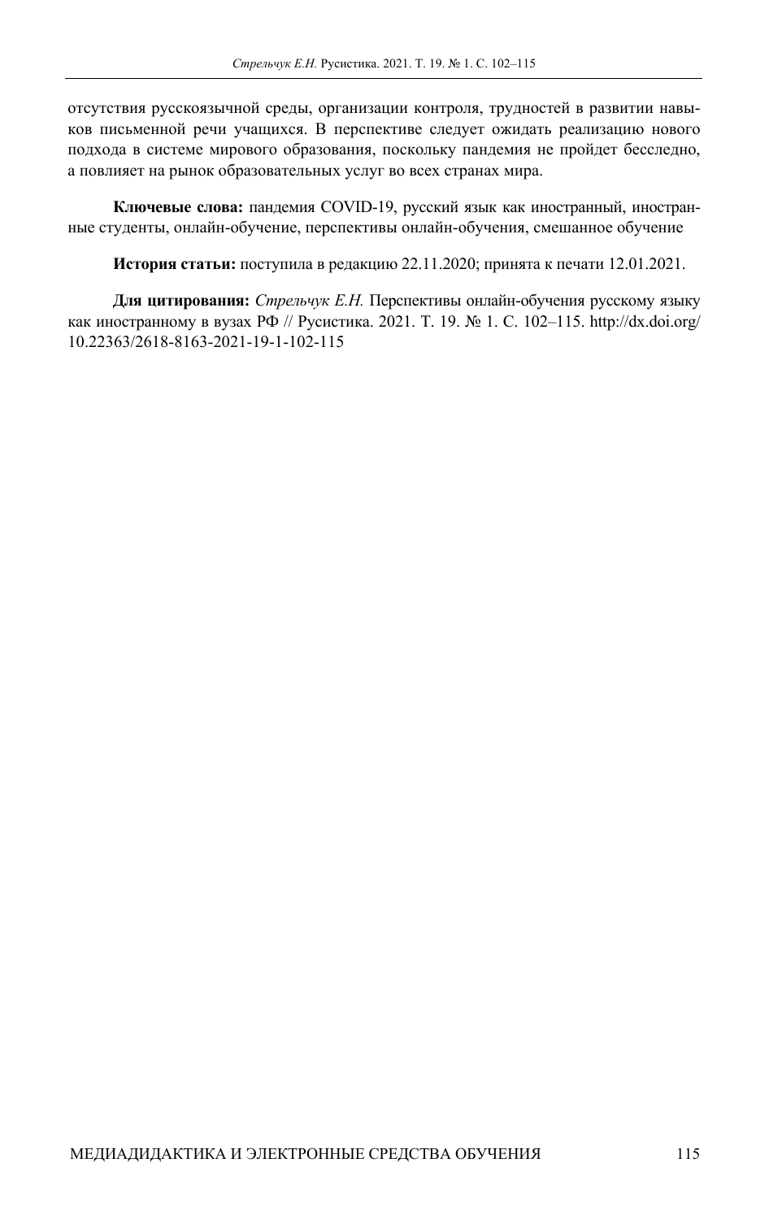отсутствия русскоязычной среды, организации контроля, трудностей в развитии навыков письменной речи учащихся. В перспективе следует ожидать реализацию нового подхода в системе мирового образования, поскольку пандемия не пройдет бесследно, а повлияет на рынок образовательных услуг во всех странах мира.

**Ключевые слова:** пандемия COVID-19, русский язык как иностранный, иностранные студенты, онлайн-обучение, перспективы онлайн-обучения, смешанное обучение

**История статьи:** поступила в редакцию 22.11.2020; принята к печати 12.01.2021.

**Для цитирования:** *Стрельчук Е.Н.* Перспективы онлайн-обучения русскому языку как иностранному в вузах РФ // Русистика. 2021. Т. 19. № 1. С. 102–115. http://dx.doi.org/10.22363/2618-8163-2021-19-1-102-115